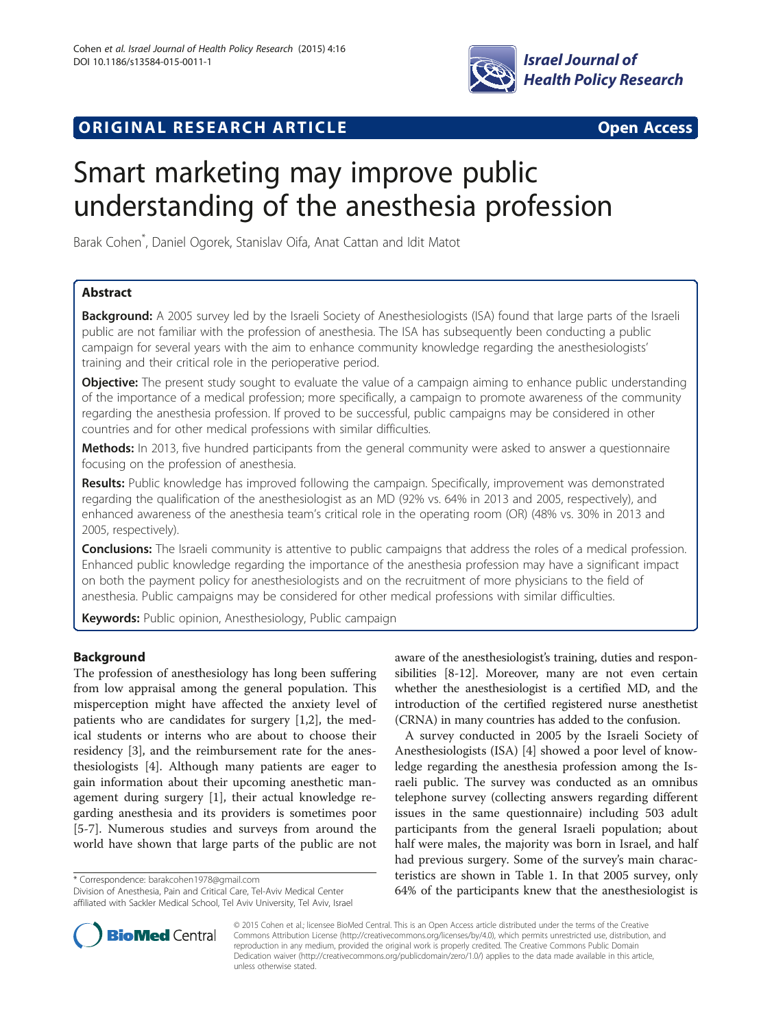ORIGINAL RESEARCH ARTICLE

Open Access

# Smart marketing may improve public understanding of the anesthesia profession

Barak Cohen*, Daniel Ogorek, Stanislav Oifa, Anat Cattan and Idit Matot

## Abstract

**Background:** A 2005 survey led by the Israeli Society of Anesthesiologists (ISA) found that large parts of the Israeli public are not familiar with the profession of anesthesia. The ISA has subsequently been conducting a public campaign for several years with the aim to enhance community knowledge regarding the anesthesiologists' training and their critical role in the perioperative period.

**Objective:** The present study sought to evaluate the value of a campaign aiming to enhance public understanding of the importance of a medical profession; more specifically, a campaign to promote awareness of the community regarding the anesthesia profession. If proved to be successful, public campaigns may be considered in other countries and for other medical professions with similar difficulties.

**Methods:** In 2013, five hundred participants from the general community were asked to answer a questionnaire focusing on the profession of anesthesia.

**Results:** Public knowledge has improved following the campaign. Specifically, improvement was demonstrated regarding the qualification of the anesthesiologist as an MD (92% vs. 64% in 2013 and 2005, respectively), and enhanced awareness of the anesthesia team's critical role in the operating room (OR) (48% vs. 30% in 2013 and 2005, respectively).

**Conclusions:** The Israeli community is attentive to public campaigns that address the roles of a medical profession. Enhanced public knowledge regarding the importance of the anesthesia profession may have a significant impact on both the payment policy for anesthesiologists and on the recruitment of more physicians to the field of anesthesia. Public campaigns may be considered for other medical professions with similar difficulties.

**Keywords:** Public opinion, Anesthesiology, Public campaign

## Background

The profession of anesthesiology has long been suffering from low appraisal among the general population. This misperception might have affected the anxiety level of patients who are candidates for surgery [1,2], the medical students or interns who are about to choose their residency [3], and the reimbursement rate for the anesthesiologists [4]. Although many patients are eager to gain information about their upcoming anesthetic management during surgery [1], their actual knowledge regarding anesthesia and its providers is sometimes poor [5-7]. Numerous studies and surveys from around the world have shown that large parts of the public are not aware of the anesthesiologist's training, duties and responsibilities [8-12]. Moreover, many are not even certain whether the anesthesiologist is a certified MD, and the introduction of the certified registered nurse anesthetist (CRNA) in many countries has added to the confusion.

A survey conducted in 2005 by the Israeli Society of Anesthesiologists (ISA) [4] showed a poor level of knowledge regarding the anesthesia profession among the Israeli public. The survey was conducted as an omnibus telephone survey (collecting answers regarding different issues in the same questionnaire) including 503 adult participants from the general Israeli population; about half were males, the majority was born in Israel, and half had previous surgery. Some of the survey's main characteristics are shown in Table 1. In that 2005 survey, only 64% of the participants knew that the anesthesiologist is

\* Correspondence: barakcohen1978@gmail.com
Division of Anesthesia, Pain and Critical Care, Tel-Aviv Medical Center affiliated with Sackler Medical School, Tel Aviv University, Tel Aviv, Israel

© 2015 Cohen et al.; licensee BioMed Central. This is an Open Access article distributed under the terms of the Creative Commons Attribution License (http://creativecommons.org/licenses/by/4.0), which permits unrestricted use, distribution, and reproduction in any medium, provided the original work is properly credited. The Creative Commons Public Domain Dedication waiver (http://creativecommons.org/publicdomain/zero/1.0/) applies to the data made available in this article, unless otherwise stated.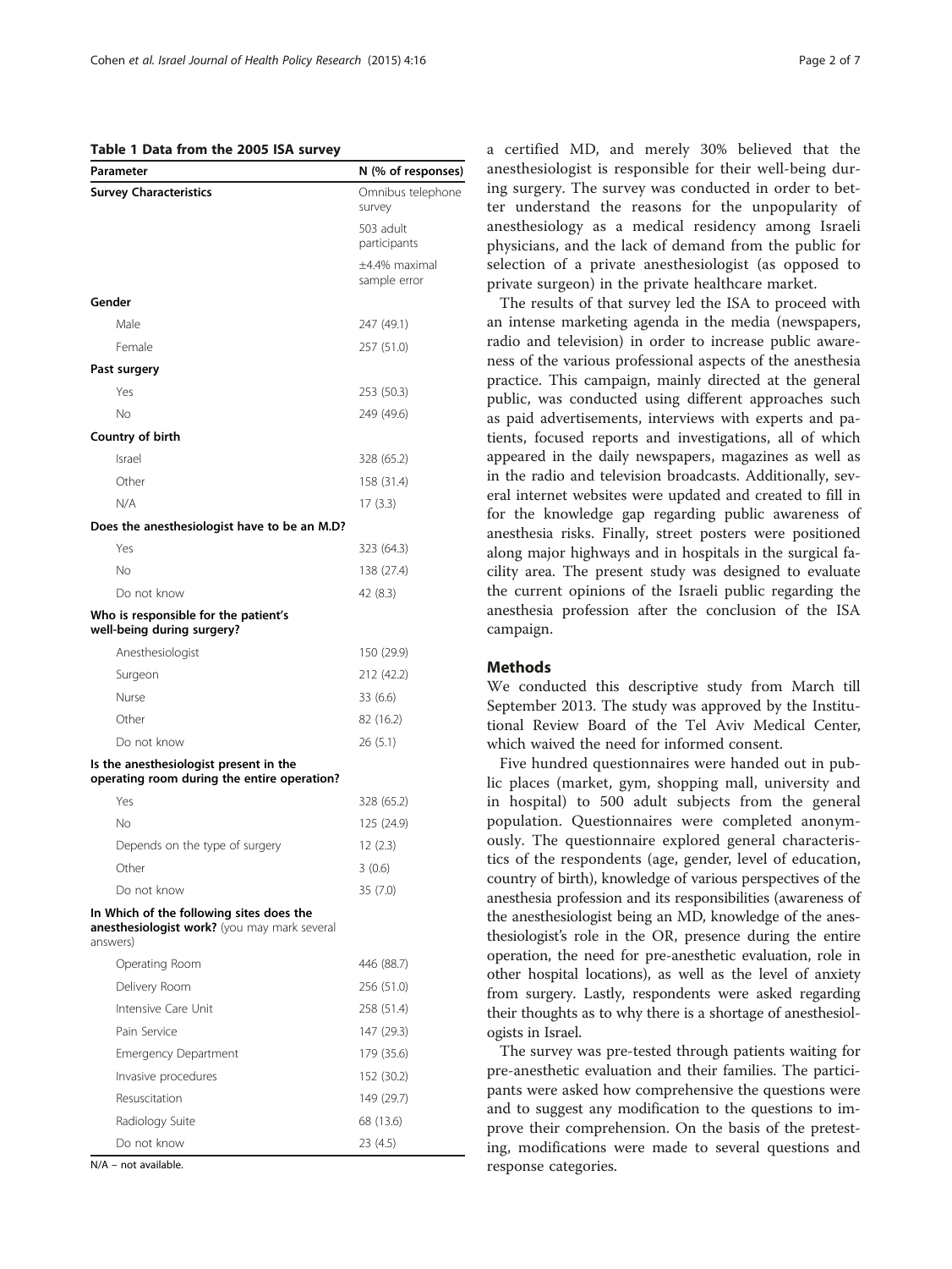**Table 1 Data from the 2005 ISA survey**

| Parameter | N (% of responses) |
|---|---|
| **Survey Characteristics** | Omnibus telephone survey |
| | 503 adult participants |
| | ±4.4% maximal sample error |
| **Gender** | |
| Male | 247 (49.1) |
| Female | 257 (51.0) |
| **Past surgery** | |
| Yes | 253 (50.3) |
| No | 249 (49.6) |
| **Country of birth** | |
| Israel | 328 (65.2) |
| Other | 158 (31.4) |
| N/A | 17 (3.3) |
| **Does the anesthesiologist have to be an M.D?** | |
| Yes | 323 (64.3) |
| No | 138 (27.4) |
| Do not know | 42 (8.3) |
| **Who is responsible for the patient's well-being during surgery?** | |
| Anesthesiologist | 150 (29.9) |
| Surgeon | 212 (42.2) |
| Nurse | 33 (6.6) |
| Other | 82 (16.2) |
| Do not know | 26 (5.1) |
| **Is the anesthesiologist present in the operating room during the entire operation?** | |
| Yes | 328 (65.2) |
| No | 125 (24.9) |
| Depends on the type of surgery | 12 (2.3) |
| Other | 3 (0.6) |
| Do not know | 35 (7.0) |
| **In Which of the following sites does the anesthesiologist work?** (you may mark several answers) | |
| Operating Room | 446 (88.7) |
| Delivery Room | 256 (51.0) |
| Intensive Care Unit | 258 (51.4) |
| Pain Service | 147 (29.3) |
| Emergency Department | 179 (35.6) |
| Invasive procedures | 152 (30.2) |
| Resuscitation | 149 (29.7) |
| Radiology Suite | 68 (13.6) |
| Do not know | 23 (4.5) |

N/A – not available.

a certified MD, and merely 30% believed that the anesthesiologist is responsible for their well-being during surgery. The survey was conducted in order to better understand the reasons for the unpopularity of anesthesiology as a medical residency among Israeli physicians, and the lack of demand from the public for selection of a private anesthesiologist (as opposed to private surgeon) in the private healthcare market.

The results of that survey led the ISA to proceed with an intense marketing agenda in the media (newspapers, radio and television) in order to increase public awareness of the various professional aspects of the anesthesia practice. This campaign, mainly directed at the general public, was conducted using different approaches such as paid advertisements, interviews with experts and patients, focused reports and investigations, all of which appeared in the daily newspapers, magazines as well as in the radio and television broadcasts. Additionally, several internet websites were updated and created to fill in for the knowledge gap regarding public awareness of anesthesia risks. Finally, street posters were positioned along major highways and in hospitals in the surgical facility area. The present study was designed to evaluate the current opinions of the Israeli public regarding the anesthesia profession after the conclusion of the ISA campaign.

## Methods

We conducted this descriptive study from March till September 2013. The study was approved by the Institutional Review Board of the Tel Aviv Medical Center, which waived the need for informed consent.

Five hundred questionnaires were handed out in public places (market, gym, shopping mall, university and in hospital) to 500 adult subjects from the general population. Questionnaires were completed anonymously. The questionnaire explored general characteristics of the respondents (age, gender, level of education, country of birth), knowledge of various perspectives of the anesthesia profession and its responsibilities (awareness of the anesthesiologist being an MD, knowledge of the anesthesiologist's role in the OR, presence during the entire operation, the need for pre-anesthetic evaluation, role in other hospital locations), as well as the level of anxiety from surgery. Lastly, respondents were asked regarding their thoughts as to why there is a shortage of anesthesiologists in Israel.

The survey was pre-tested through patients waiting for pre-anesthetic evaluation and their families. The participants were asked how comprehensive the questions were and to suggest any modification to the questions to improve their comprehension. On the basis of the pretesting, modifications were made to several questions and response categories.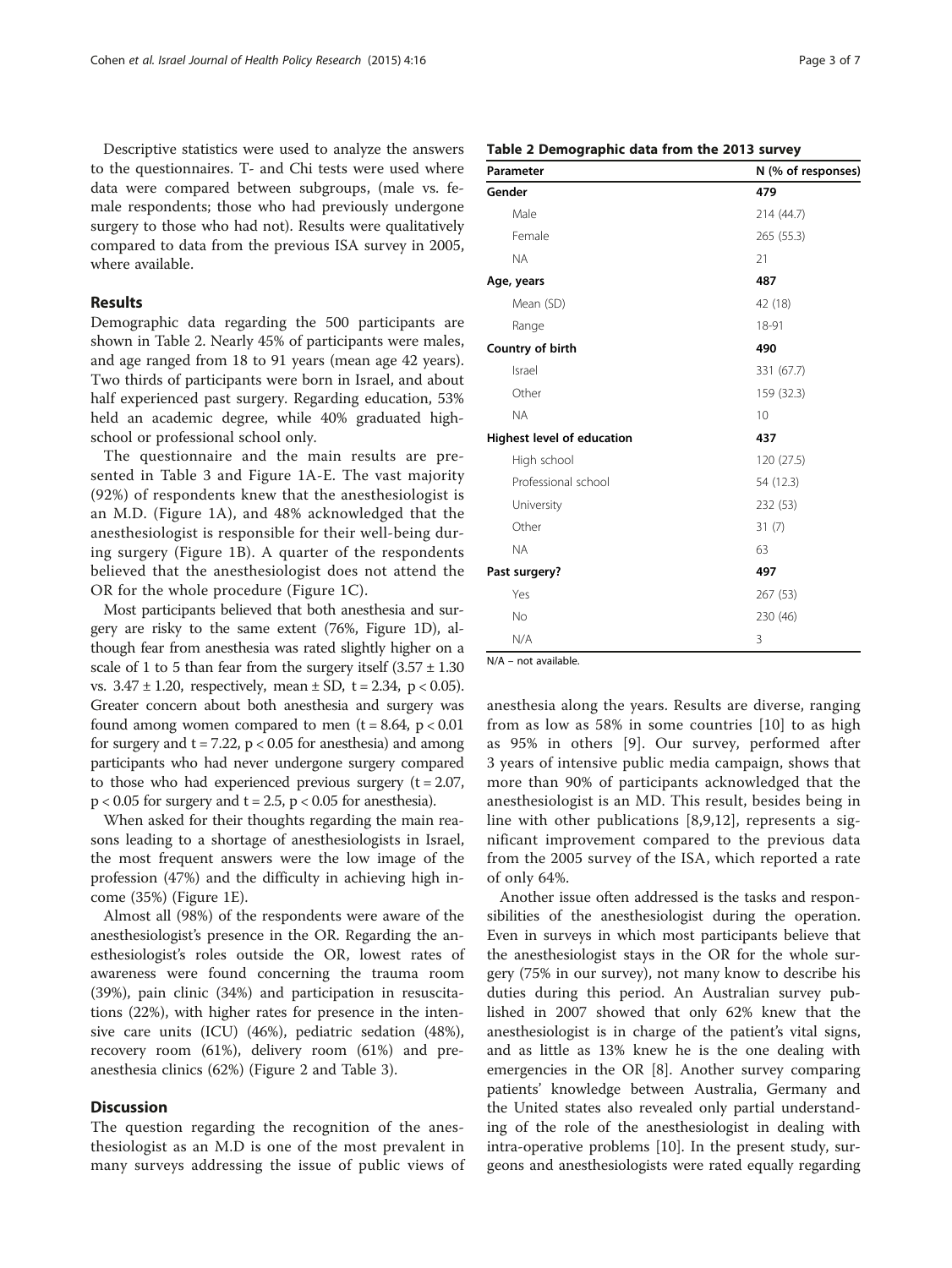Descriptive statistics were used to analyze the answers to the questionnaires. T- and Chi tests were used where data were compared between subgroups, (male vs. female respondents; those who had previously undergone surgery to those who had not). Results were qualitatively compared to data from the previous ISA survey in 2005, where available.

## Results

Demographic data regarding the 500 participants are shown in Table 2. Nearly 45% of participants were males, and age ranged from 18 to 91 years (mean age 42 years). Two thirds of participants were born in Israel, and about half experienced past surgery. Regarding education, 53% held an academic degree, while 40% graduated high-school or professional school only.

The questionnaire and the main results are presented in Table 3 and Figure 1A-E. The vast majority (92%) of respondents knew that the anesthesiologist is an M.D. (Figure 1A), and 48% acknowledged that the anesthesiologist is responsible for their well-being during surgery (Figure 1B). A quarter of the respondents believed that the anesthesiologist does not attend the OR for the whole procedure (Figure 1C).

Most participants believed that both anesthesia and surgery are risky to the same extent (76%, Figure 1D), although fear from anesthesia was rated slightly higher on a scale of 1 to 5 than fear from the surgery itself ($3.57 \pm 1.30$ vs. $3.47 \pm 1.20$, respectively, mean $\pm$ SD, $t = 2.34$, $p < 0.05$). Greater concern about both anesthesia and surgery was found among women compared to men ($t = 8.64$, $p < 0.01$ for surgery and $t = 7.22$, $p < 0.05$ for anesthesia) and among participants who had never undergone surgery compared to those who had experienced previous surgery ($t = 2.07$, $p < 0.05$ for surgery and $t = 2.5$, $p < 0.05$ for anesthesia).

When asked for their thoughts regarding the main reasons leading to a shortage of anesthesiologists in Israel, the most frequent answers were the low image of the profession (47%) and the difficulty in achieving high income (35%) (Figure 1E).

Almost all (98%) of the respondents were aware of the anesthesiologist's presence in the OR. Regarding the anesthesiologist's roles outside the OR, lowest rates of awareness were found concerning the trauma room (39%), pain clinic (34%) and participation in resuscitations (22%), with higher rates for presence in the intensive care units (ICU) (46%), pediatric sedation (48%), recovery room (61%), delivery room (61%) and pre-anesthesia clinics (62%) (Figure 2 and Table 3).

**Table 2 Demographic data from the 2013 survey**

| Parameter | N (% of responses) |
|---|---|
| **Gender** | **479** |
| Male | 214 (44.7) |
| Female | 265 (55.3) |
| NA | 21 |
| **Age, years** | **487** |
| Mean (SD) | 42 (18) |
| Range | 18-91 |
| **Country of birth** | **490** |
| Israel | 331 (67.7) |
| Other | 159 (32.3) |
| NA | 10 |
| **Highest level of education** | **437** |
| High school | 120 (27.5) |
| Professional school | 54 (12.3) |
| University | 232 (53) |
| Other | 31 (7) |
| NA | 63 |
| **Past surgery?** | **497** |
| Yes | 267 (53) |
| No | 230 (46) |
| N/A | 3 |

N/A – not available.

## Discussion

The question regarding the recognition of the anesthesiologist as an M.D is one of the most prevalent in many surveys addressing the issue of public views of anesthesia along the years. Results are diverse, ranging from as low as 58% in some countries [10] to as high as 95% in others [9]. Our survey, performed after 3 years of intensive public media campaign, shows that more than 90% of participants acknowledged that the anesthesiologist is an MD. This result, besides being in line with other publications [8,9,12], represents a significant improvement compared to the previous data from the 2005 survey of the ISA, which reported a rate of only 64%.

Another issue often addressed is the tasks and responsibilities of the anesthesiologist during the operation. Even in surveys in which most participants believe that the anesthesiologist stays in the OR for the whole surgery (75% in our survey), not many know to describe his duties during this period. An Australian survey published in 2007 showed that only 62% knew that the anesthesiologist is in charge of the patient's vital signs, and as little as 13% knew he is the one dealing with emergencies in the OR [8]. Another survey comparing patients' knowledge between Australia, Germany and the United states also revealed only partial understanding of the role of the anesthesiologist in dealing with intra-operative problems [10]. In the present study, surgeons and anesthesiologists were rated equally regarding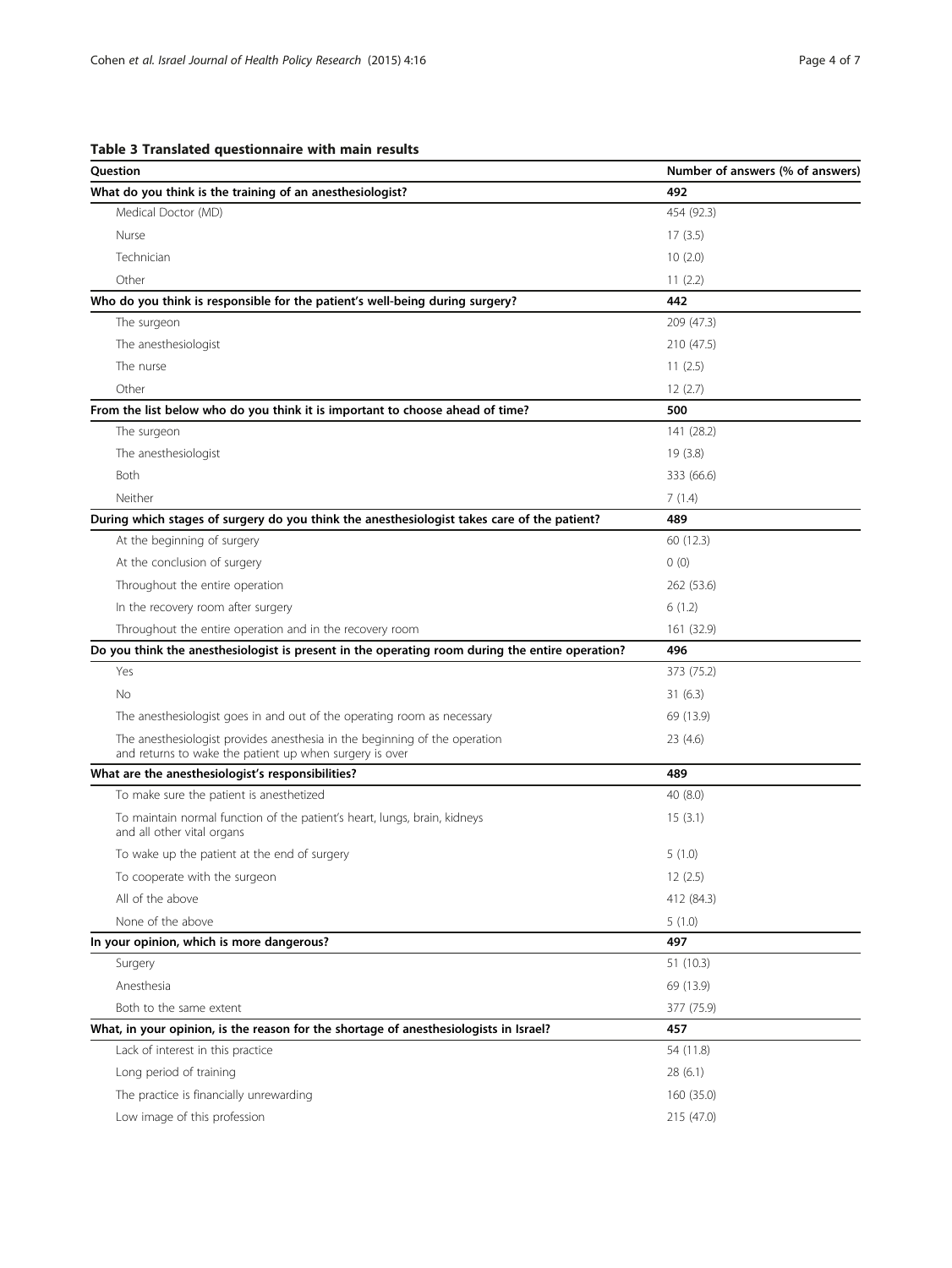**Table 3 Translated questionnaire with main results**

| Question | Number of answers (% of answers) |
|---|---|
| **What do you think is the training of an anesthesiologist?** | **492** |
| Medical Doctor (MD) | 454 (92.3) |
| Nurse | 17 (3.5) |
| Technician | 10 (2.0) |
| Other | 11 (2.2) |
| **Who do you think is responsible for the patient's well-being during surgery?** | **442** |
| The surgeon | 209 (47.3) |
| The anesthesiologist | 210 (47.5) |
| The nurse | 11 (2.5) |
| Other | 12 (2.7) |
| **From the list below who do you think it is important to choose ahead of time?** | **500** |
| The surgeon | 141 (28.2) |
| The anesthesiologist | 19 (3.8) |
| Both | 333 (66.6) |
| Neither | 7 (1.4) |
| **During which stages of surgery do you think the anesthesiologist takes care of the patient?** | **489** |
| At the beginning of surgery | 60 (12.3) |
| At the conclusion of surgery | 0 (0) |
| Throughout the entire operation | 262 (53.6) |
| In the recovery room after surgery | 6 (1.2) |
| Throughout the entire operation and in the recovery room | 161 (32.9) |
| **Do you think the anesthesiologist is present in the operating room during the entire operation?** | **496** |
| Yes | 373 (75.2) |
| No | 31 (6.3) |
| The anesthesiologist goes in and out of the operating room as necessary | 69 (13.9) |
| The anesthesiologist provides anesthesia in the beginning of the operation and returns to wake the patient up when surgery is over | 23 (4.6) |
| **What are the anesthesiologist's responsibilities?** | **489** |
| To make sure the patient is anesthetized | 40 (8.0) |
| To maintain normal function of the patient's heart, lungs, brain, kidneys and all other vital organs | 15 (3.1) |
| To wake up the patient at the end of surgery | 5 (1.0) |
| To cooperate with the surgeon | 12 (2.5) |
| All of the above | 412 (84.3) |
| None of the above | 5 (1.0) |
| **In your opinion, which is more dangerous?** | **497** |
| Surgery | 51 (10.3) |
| Anesthesia | 69 (13.9) |
| Both to the same extent | 377 (75.9) |
| **What, in your opinion, is the reason for the shortage of anesthesiologists in Israel?** | **457** |
| Lack of interest in this practice | 54 (11.8) |
| Long period of training | 28 (6.1) |
| The practice is financially unrewarding | 160 (35.0) |
| Low image of this profession | 215 (47.0) |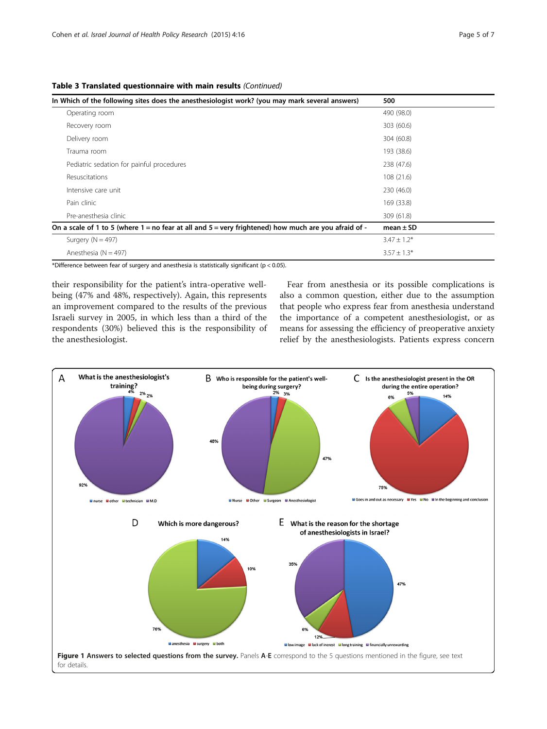**Table 3 Translated questionnaire with main results** *(Continued)*

| In Which of the following sites does the anesthesiologist work? (you may mark several answers) | 500 |
|---|---|
| Operating room | 490 (98.0) |
| Recovery room | 303 (60.6) |
| Delivery room | 304 (60.8) |
| Trauma room | 193 (38.6) |
| Pediatric sedation for painful procedures | 238 (47.6) |
| Resuscitations | 108 (21.6) |
| Intensive care unit | 230 (46.0) |
| Pain clinic | 169 (33.8) |
| Pre-anesthesia clinic | 309 (61.8) |
| **On a scale of 1 to 5 (where 1 = no fear at all and 5 = very frightened) how much are you afraid of -** | **mean ± SD** |
| Surgery (N = 497) | 3.47 ± 1.2* |
| Anesthesia (N = 497) | 3.57 ± 1.3* |

*Difference between fear of surgery and anesthesia is statistically significant ($p < 0.05$).

their responsibility for the patient's intra-operative well-being (47% and 48%, respectively). Again, this represents an improvement compared to the results of the previous Israeli survey in 2005, in which less than a third of the respondents (30%) believed this is the responsibility of the anesthesiologist.

Fear from anesthesia or its possible complications is also a common question, either due to the assumption that people who express fear from anesthesia understand the importance of a competent anesthesiologist, or as means for assessing the efficiency of preoperative anxiety relief by the anesthesiologists. Patients express concern

**Figure 1 Answers to selected questions from the survey.** Panels **A**-**E** correspond to the 5 questions mentioned in the figure, see text for details.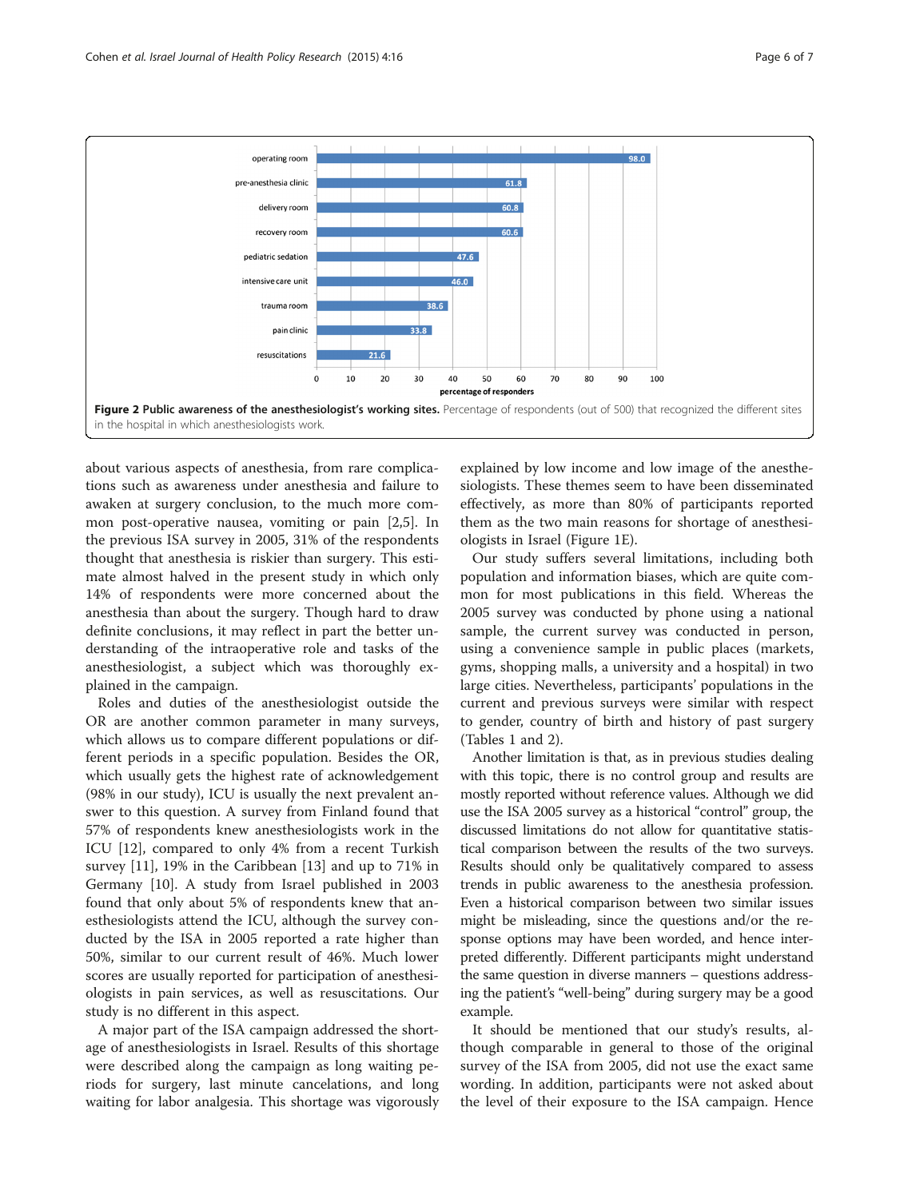| Site | Percentage of responders |
|---|---|
| operating room | 98.0 |
| pre-anesthesia clinic | 61.8 |
| delivery room | 60.8 |
| recovery room | 60.6 |
| pediatric sedation | 47.6 |
| intensive care unit | 46.0 |
| trauma room | 38.6 |
| pain clinic | 33.8 |
| resuscitations | 21.6 |

**Figure 2 Public awareness of the anesthesiologist's working sites.** Percentage of respondents (out of 500) that recognized the different sites in the hospital in which anesthesiologists work.

about various aspects of anesthesia, from rare complications such as awareness under anesthesia and failure to awaken at surgery conclusion, to the much more common post-operative nausea, vomiting or pain [2,5]. In the previous ISA survey in 2005, 31% of the respondents thought that anesthesia is riskier than surgery. This estimate almost halved in the present study in which only 14% of respondents were more concerned about the anesthesia than about the surgery. Though hard to draw definite conclusions, it may reflect in part the better understanding of the intraoperative role and tasks of the anesthesiologist, a subject which was thoroughly explained in the campaign.

Roles and duties of the anesthesiologist outside the OR are another common parameter in many surveys, which allows us to compare different populations or different periods in a specific population. Besides the OR, which usually gets the highest rate of acknowledgement (98% in our study), ICU is usually the next prevalent answer to this question. A survey from Finland found that 57% of respondents knew anesthesiologists work in the ICU [12], compared to only 4% from a recent Turkish survey [11], 19% in the Caribbean [13] and up to 71% in Germany [10]. A study from Israel published in 2003 found that only about 5% of respondents knew that anesthesiologists attend the ICU, although the survey conducted by the ISA in 2005 reported a rate higher than 50%, similar to our current result of 46%. Much lower scores are usually reported for participation of anesthesiologists in pain services, as well as resuscitations. Our study is no different in this aspect.

A major part of the ISA campaign addressed the shortage of anesthesiologists in Israel. Results of this shortage were described along the campaign as long waiting periods for surgery, last minute cancelations, and long waiting for labor analgesia. This shortage was vigorously explained by low income and low image of the anesthesiologists. These themes seem to have been disseminated effectively, as more than 80% of participants reported them as the two main reasons for shortage of anesthesiologists in Israel (Figure 1E).

Our study suffers several limitations, including both population and information biases, which are quite common for most publications in this field. Whereas the 2005 survey was conducted by phone using a national sample, the current survey was conducted in person, using a convenience sample in public places (markets, gyms, shopping malls, a university and a hospital) in two large cities. Nevertheless, participants' populations in the current and previous surveys were similar with respect to gender, country of birth and history of past surgery (Tables 1 and 2).

Another limitation is that, as in previous studies dealing with this topic, there is no control group and results are mostly reported without reference values. Although we did use the ISA 2005 survey as a historical "control" group, the discussed limitations do not allow for quantitative statistical comparison between the results of the two surveys. Results should only be qualitatively compared to assess trends in public awareness to the anesthesia profession. Even a historical comparison between two similar issues might be misleading, since the questions and/or the response options may have been worded, and hence interpreted differently. Different participants might understand the same question in diverse manners – questions addressing the patient's "well-being" during surgery may be a good example.

It should be mentioned that our study's results, although comparable in general to those of the original survey of the ISA from 2005, did not use the exact same wording. In addition, participants were not asked about the level of their exposure to the ISA campaign. Hence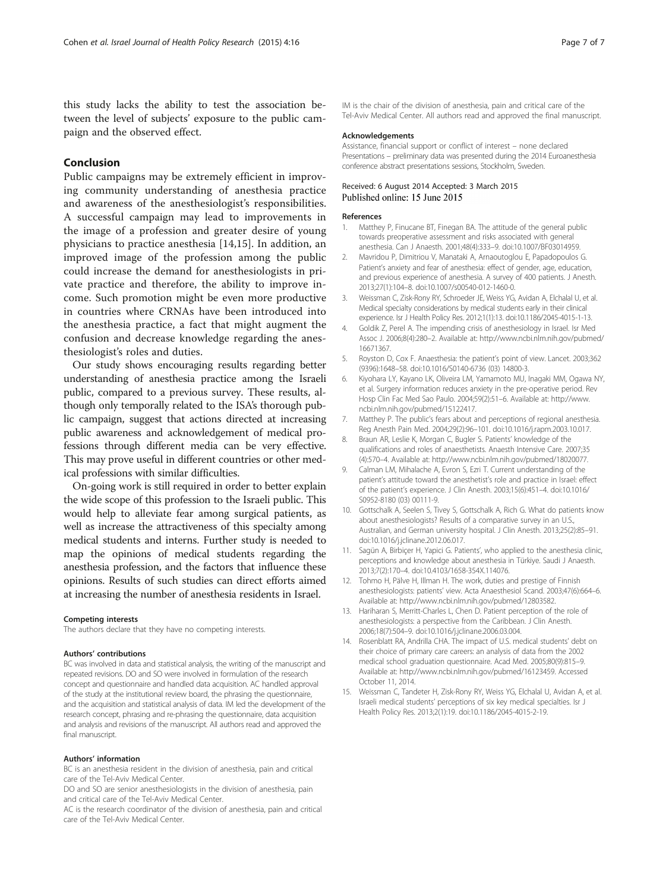this study lacks the ability to test the association between the level of subjects' exposure to the public campaign and the observed effect.

## Conclusion

Public campaigns may be extremely efficient in improving community understanding of anesthesia practice and awareness of the anesthesiologist's responsibilities. A successful campaign may lead to improvements in the image of a profession and greater desire of young physicians to practice anesthesia [14,15]. In addition, an improved image of the profession among the public could increase the demand for anesthesiologists in private practice and therefore, the ability to improve income. Such promotion might be even more productive in countries where CRNAs have been introduced into the anesthesia practice, a fact that might augment the confusion and decrease knowledge regarding the anesthesiologist's roles and duties.

Our study shows encouraging results regarding better understanding of anesthesia practice among the Israeli public, compared to a previous survey. These results, although only temporally related to the ISA's thorough public campaign, suggest that actions directed at increasing public awareness and acknowledgement of medical professions through different media can be very effective. This may prove useful in different countries or other medical professions with similar difficulties.

On-going work is still required in order to better explain the wide scope of this profession to the Israeli public. This would help to alleviate fear among surgical patients, as well as increase the attractiveness of this specialty among medical students and interns. Further study is needed to map the opinions of medical students regarding the anesthesia profession, and the factors that influence these opinions. Results of such studies can direct efforts aimed at increasing the number of anesthesia residents in Israel.

#### Competing interests

The authors declare that they have no competing interests.

#### Authors' contributions

BC was involved in data and statistical analysis, the writing of the manuscript and repeated revisions. DO and SO were involved in formulation of the research concept and questionnaire and handled data acquisition. AC handled approval of the study at the institutional review board, the phrasing the questionnaire, and the acquisition and statistical analysis of data. IM led the development of the research concept, phrasing and re-phrasing the questionnaire, data acquisition and analysis and revisions of the manuscript. All authors read and approved the final manuscript.

#### Authors' information

BC is an anesthesia resident in the division of anesthesia, pain and critical care of the Tel-Aviv Medical Center.

DO and SO are senior anesthesiologists in the division of anesthesia, pain and critical care of the Tel-Aviv Medical Center.

AC is the research coordinator of the division of anesthesia, pain and critical care of the Tel-Aviv Medical Center.

IM is the chair of the division of anesthesia, pain and critical care of the Tel-Aviv Medical Center. All authors read and approved the final manuscript.

#### Acknowledgements

Assistance, financial support or conflict of interest – none declared

Presentations – preliminary data was presented during the 2014 Euroanesthesia conference abstract presentations sessions, Stockholm, Sweden.

Received: 6 August 2014 Accepted: 3 March 2015
Published online: 15 June 2015

#### References

1. Matthey P, Finucane BT, Finegan BA. The attitude of the general public towards preoperative assessment and risks associated with general anesthesia. Can J Anaesth. 2001;48(4):333–9. doi:10.1007/BF03014959.
2. Mavridou P, Dimitriou V, Manataki A, Arnaoutoglou E, Papadopoulos G. Patient's anxiety and fear of anesthesia: effect of gender, age, education, and previous experience of anesthesia. A survey of 400 patients. J Anesth. 2013;27(1):104–8. doi:10.1007/s00540-012-1460-0.
3. Weissman C, Zisk-Rony RY, Schroeder JE, Weiss YG, Avidan A, Elchalal U, et al. Medical specialty considerations by medical students early in their clinical experience. Isr J Health Policy Res. 2012;1(1):13. doi:10.1186/2045-4015-1-13.
4. Goldik Z, Perel A. The impending crisis of anesthesiology in Israel. Isr Med Assoc J. 2006;8(4):280–2. Available at: http://www.ncbi.nlm.nih.gov/pubmed/16671367.
5. Royston D, Cox F. Anaesthesia: the patient's point of view. Lancet. 2003;362 (9396):1648–58. doi:10.1016/S0140-6736 (03) 14800-3.
6. Kiyohara LY, Kayano LK, Oliveira LM, Yamamoto MU, Inagaki MM, Ogawa NY, et al. Surgery information reduces anxiety in the pre-operative period. Rev Hosp Clin Fac Med Sao Paulo. 2004;59(2):51–6. Available at: http://www.ncbi.nlm.nih.gov/pubmed/15122417.
7. Matthey P. The public's fears about and perceptions of regional anesthesia. Reg Anesth Pain Med. 2004;29(2):96–101. doi:10.1016/j.rapm.2003.10.017.
8. Braun AR, Leslie K, Morgan C, Bugler S. Patients' knowledge of the qualifications and roles of anaesthetists. Anaesth Intensive Care. 2007;35 (4):570–4. Available at: http://www.ncbi.nlm.nih.gov/pubmed/18020077.
9. Calman LM, Mihalache A, Evron S, Ezri T. Current understanding of the patient's attitude toward the anesthetist's role and practice in Israel: effect of the patient's experience. J Clin Anesth. 2003;15(6):451–4. doi:10.1016/S0952-8180 (03) 00111-9.
10. Gottschalk A, Seelen S, Tivey S, Gottschalk A, Rich G. What do patients know about anesthesiologists? Results of a comparative survey in an U.S., Australian, and German university hospital. J Clin Anesth. 2013;25(2):85–91. doi:10.1016/j.jclinane.2012.06.017.
11. Sagün A, Birbiçer H, Yapici G. Patients', who applied to the anesthesia clinic, perceptions and knowledge about anesthesia in Türkiye. Saudi J Anaesth. 2013;7(2):170–4. doi:10.4103/1658-354X.114076.
12. Tohmo H, Pälve H, Illman H. The work, duties and prestige of Finnish anesthesiologists: patients' view. Acta Anaesthesiol Scand. 2003;47(6):664–6. Available at: http://www.ncbi.nlm.nih.gov/pubmed/12803582.
13. Hariharan S, Merritt-Charles L, Chen D. Patient perception of the role of anesthesiologists: a perspective from the Caribbean. J Clin Anesth. 2006;18(7):504–9. doi:10.1016/j.jclinane.2006.03.004.
14. Rosenblatt RA, Andrilla CHA. The impact of U.S. medical students' debt on their choice of primary care careers: an analysis of data from the 2002 medical school graduation questionnaire. Acad Med. 2005;80(9):815–9. Available at: http://www.ncbi.nlm.nih.gov/pubmed/16123459. Accessed October 11, 2014.
15. Weissman C, Tandeter H, Zisk-Rony RY, Weiss YG, Elchalal U, Avidan A, et al. Israeli medical students' perceptions of six key medical specialties. Isr J Health Policy Res. 2013;2(1):19. doi:10.1186/2045-4015-2-19.